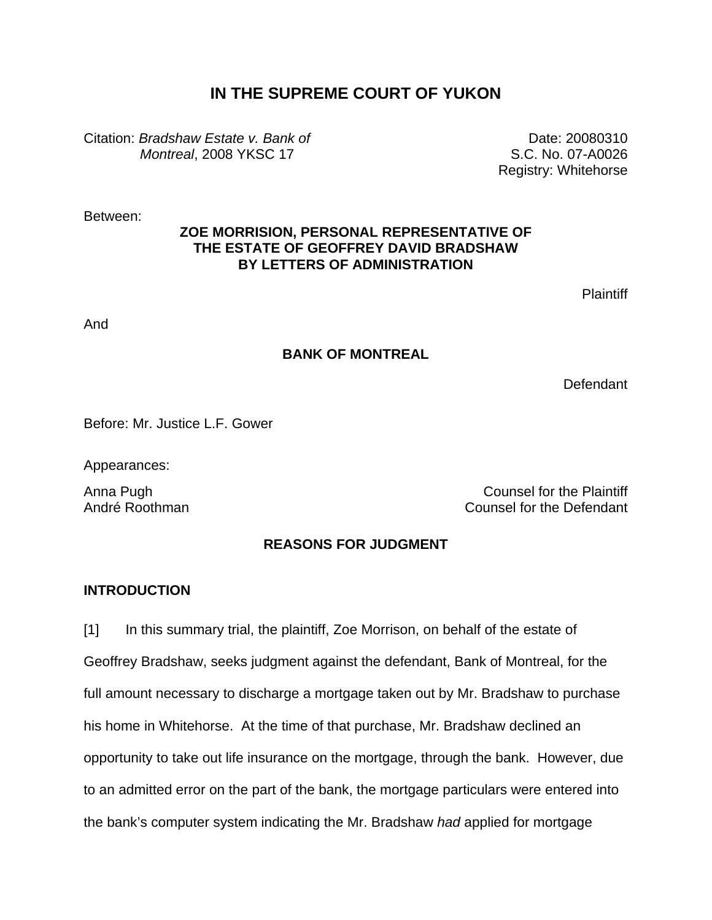# IN THE SUPREME COURT OF YUKON

Citation: *Bradshaw Estate v. Bank of Montreal*, 2008 YKSC 17

Date: 20080310
S.C. No. 07-A0026
Registry: Whitehorse

Between:

**ZOE MORRISION, PERSONAL REPRESENTATIVE OF THE ESTATE OF GEOFFREY DAVID BRADSHAW BY LETTERS OF ADMINISTRATION**

Plaintiff

And

**BANK OF MONTREAL**

Defendant

Before: Mr. Justice L.F. Gower

Appearances:

Anna Pugh — Counsel for the Plaintiff
André Roothman — Counsel for the Defendant

## REASONS FOR JUDGMENT

### INTRODUCTION

[1] In this summary trial, the plaintiff, Zoe Morrison, on behalf of the estate of Geoffrey Bradshaw, seeks judgment against the defendant, Bank of Montreal, for the full amount necessary to discharge a mortgage taken out by Mr. Bradshaw to purchase his home in Whitehorse. At the time of that purchase, Mr. Bradshaw declined an opportunity to take out life insurance on the mortgage, through the bank. However, due to an admitted error on the part of the bank, the mortgage particulars were entered into the bank's computer system indicating the Mr. Bradshaw *had* applied for mortgage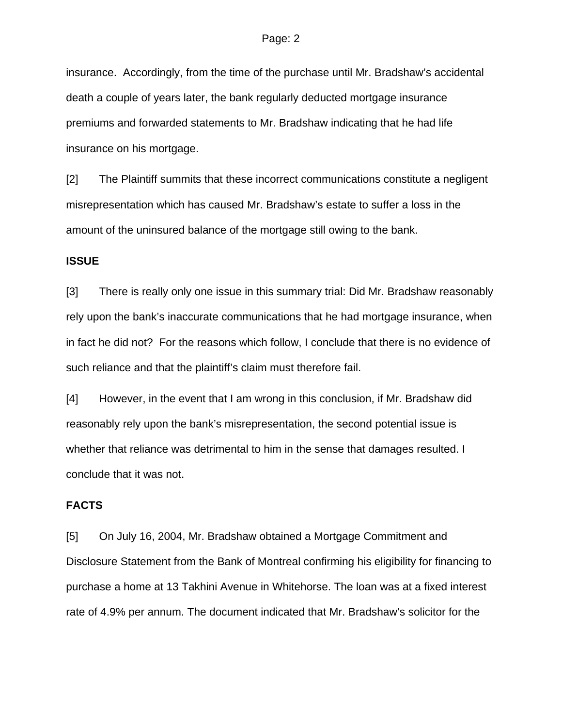insurance. Accordingly, from the time of the purchase until Mr. Bradshaw's accidental death a couple of years later, the bank regularly deducted mortgage insurance premiums and forwarded statements to Mr. Bradshaw indicating that he had life insurance on his mortgage.

[2] The Plaintiff summits that these incorrect communications constitute a negligent misrepresentation which has caused Mr. Bradshaw's estate to suffer a loss in the amount of the uninsured balance of the mortgage still owing to the bank.

**ISSUE**

[3] There is really only one issue in this summary trial: Did Mr. Bradshaw reasonably rely upon the bank's inaccurate communications that he had mortgage insurance, when in fact he did not? For the reasons which follow, I conclude that there is no evidence of such reliance and that the plaintiff's claim must therefore fail.

[4] However, in the event that I am wrong in this conclusion, if Mr. Bradshaw did reasonably rely upon the bank's misrepresentation, the second potential issue is whether that reliance was detrimental to him in the sense that damages resulted. I conclude that it was not.

**FACTS**

[5] On July 16, 2004, Mr. Bradshaw obtained a Mortgage Commitment and Disclosure Statement from the Bank of Montreal confirming his eligibility for financing to purchase a home at 13 Takhini Avenue in Whitehorse. The loan was at a fixed interest rate of 4.9% per annum. The document indicated that Mr. Bradshaw's solicitor for the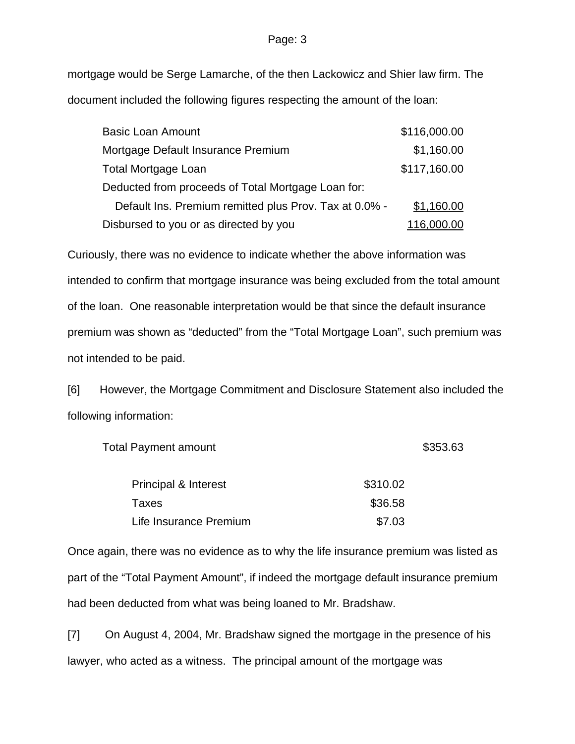mortgage would be Serge Lamarche, of the then Lackowicz and Shier law firm. The document included the following figures respecting the amount of the loan:

| | |
|---|---|
| Basic Loan Amount | $116,000.00 |
| Mortgage Default Insurance Premium | $1,160.00 |
| Total Mortgage Loan | $117,160.00 |
| Deducted from proceeds of Total Mortgage Loan for: | |
| Default Ins. Premium remitted plus Prov. Tax at 0.0% - | $1,160.00 |
| Disbursed to you or as directed by you | 116,000.00 |

Curiously, there was no evidence to indicate whether the above information was intended to confirm that mortgage insurance was being excluded from the total amount of the loan. One reasonable interpretation would be that since the default insurance premium was shown as "deducted" from the "Total Mortgage Loan", such premium was not intended to be paid.

[6] However, the Mortgage Commitment and Disclosure Statement also included the following information:

| | | |
|---|---|---|
| Total Payment amount | | $353.63 |
| Principal & Interest | $310.02 | |
| Taxes | $36.58 | |
| Life Insurance Premium | $7.03 | |

Once again, there was no evidence as to why the life insurance premium was listed as part of the "Total Payment Amount", if indeed the mortgage default insurance premium had been deducted from what was being loaned to Mr. Bradshaw.

[7] On August 4, 2004, Mr. Bradshaw signed the mortgage in the presence of his lawyer, who acted as a witness. The principal amount of the mortgage was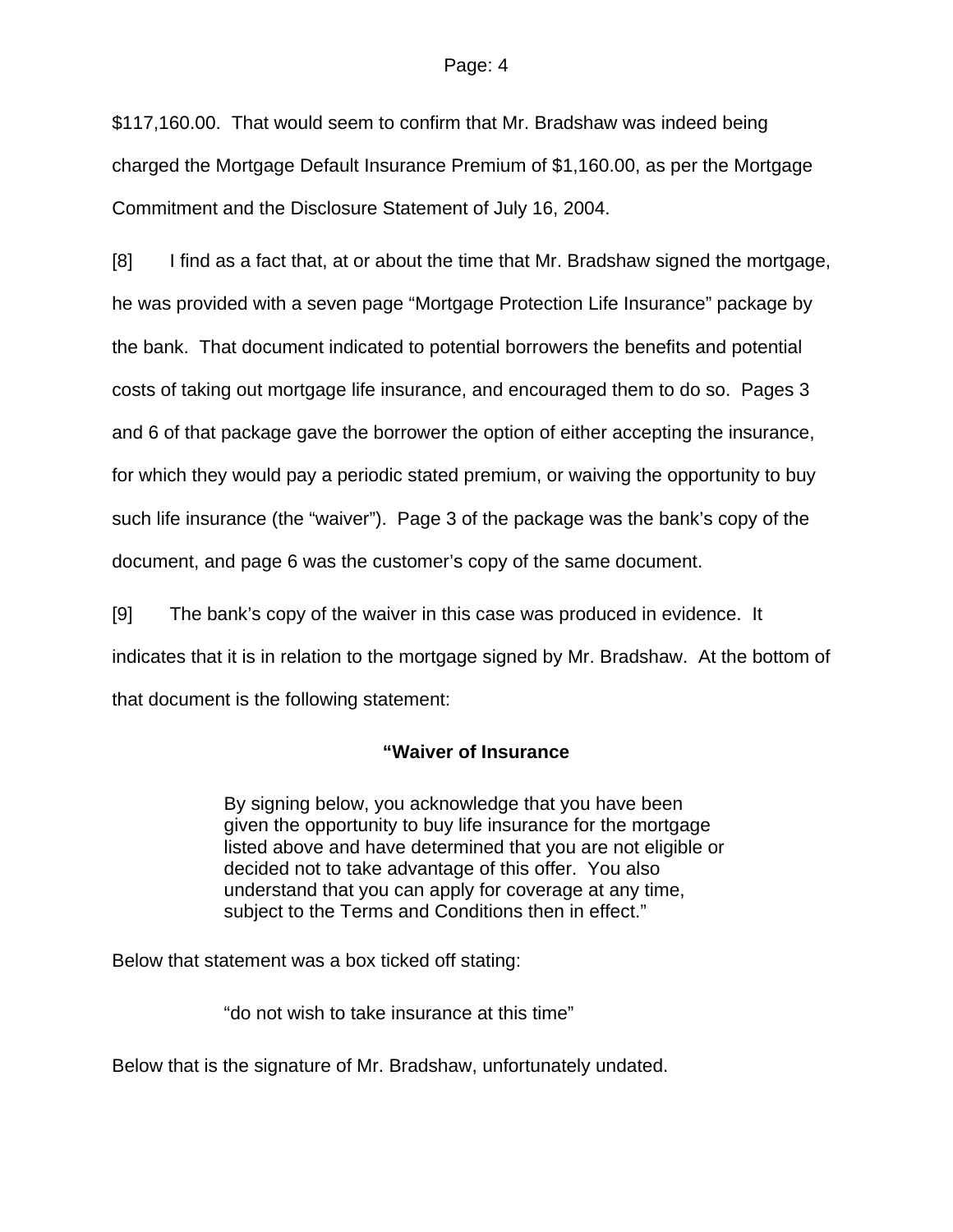$117,160.00. That would seem to confirm that Mr. Bradshaw was indeed being charged the Mortgage Default Insurance Premium of $1,160.00, as per the Mortgage Commitment and the Disclosure Statement of July 16, 2004.

[8] I find as a fact that, at or about the time that Mr. Bradshaw signed the mortgage, he was provided with a seven page "Mortgage Protection Life Insurance" package by the bank. That document indicated to potential borrowers the benefits and potential costs of taking out mortgage life insurance, and encouraged them to do so. Pages 3 and 6 of that package gave the borrower the option of either accepting the insurance, for which they would pay a periodic stated premium, or waiving the opportunity to buy such life insurance (the "waiver"). Page 3 of the package was the bank's copy of the document, and page 6 was the customer's copy of the same document.

[9] The bank's copy of the waiver in this case was produced in evidence. It indicates that it is in relation to the mortgage signed by Mr. Bradshaw. At the bottom of that document is the following statement:

> **"Waiver of Insurance**
>
> By signing below, you acknowledge that you have been given the opportunity to buy life insurance for the mortgage listed above and have determined that you are not eligible or decided not to take advantage of this offer. You also understand that you can apply for coverage at any time, subject to the Terms and Conditions then in effect."

Below that statement was a box ticked off stating:

> "do not wish to take insurance at this time"

Below that is the signature of Mr. Bradshaw, unfortunately undated.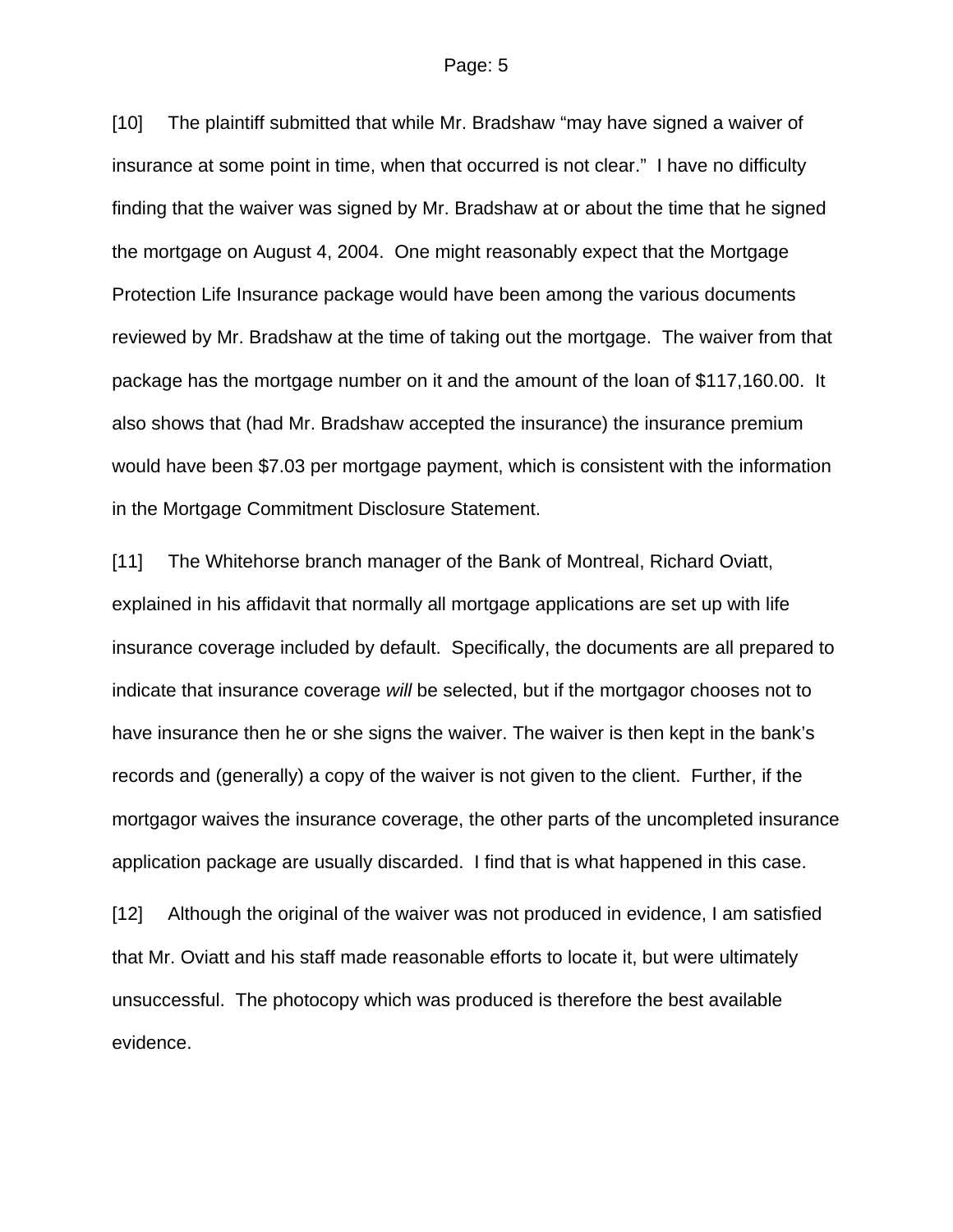[10] The plaintiff submitted that while Mr. Bradshaw “may have signed a waiver of insurance at some point in time, when that occurred is not clear.” I have no difficulty finding that the waiver was signed by Mr. Bradshaw at or about the time that he signed the mortgage on August 4, 2004. One might reasonably expect that the Mortgage Protection Life Insurance package would have been among the various documents reviewed by Mr. Bradshaw at the time of taking out the mortgage. The waiver from that package has the mortgage number on it and the amount of the loan of $117,160.00. It also shows that (had Mr. Bradshaw accepted the insurance) the insurance premium would have been $7.03 per mortgage payment, which is consistent with the information in the Mortgage Commitment Disclosure Statement.

[11] The Whitehorse branch manager of the Bank of Montreal, Richard Oviatt, explained in his affidavit that normally all mortgage applications are set up with life insurance coverage included by default. Specifically, the documents are all prepared to indicate that insurance coverage *will* be selected, but if the mortgagor chooses not to have insurance then he or she signs the waiver. The waiver is then kept in the bank’s records and (generally) a copy of the waiver is not given to the client. Further, if the mortgagor waives the insurance coverage, the other parts of the uncompleted insurance application package are usually discarded. I find that is what happened in this case.

[12] Although the original of the waiver was not produced in evidence, I am satisfied that Mr. Oviatt and his staff made reasonable efforts to locate it, but were ultimately unsuccessful. The photocopy which was produced is therefore the best available evidence.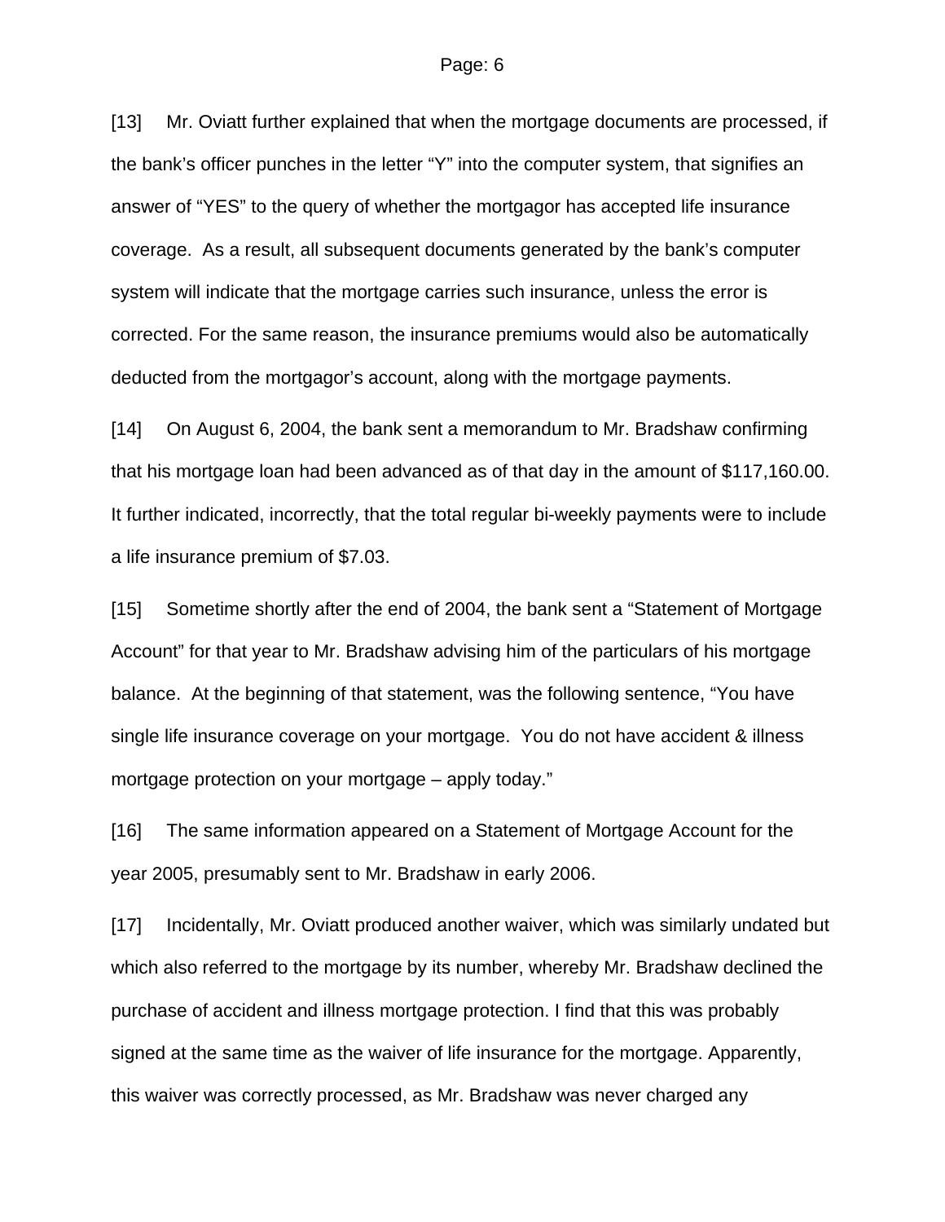[13] Mr. Oviatt further explained that when the mortgage documents are processed, if the bank's officer punches in the letter "Y" into the computer system, that signifies an answer of "YES" to the query of whether the mortgagor has accepted life insurance coverage. As a result, all subsequent documents generated by the bank's computer system will indicate that the mortgage carries such insurance, unless the error is corrected. For the same reason, the insurance premiums would also be automatically deducted from the mortgagor's account, along with the mortgage payments.

[14] On August 6, 2004, the bank sent a memorandum to Mr. Bradshaw confirming that his mortgage loan had been advanced as of that day in the amount of $117,160.00. It further indicated, incorrectly, that the total regular bi-weekly payments were to include a life insurance premium of $7.03.

[15] Sometime shortly after the end of 2004, the bank sent a "Statement of Mortgage Account" for that year to Mr. Bradshaw advising him of the particulars of his mortgage balance. At the beginning of that statement, was the following sentence, "You have single life insurance coverage on your mortgage. You do not have accident & illness mortgage protection on your mortgage – apply today."

[16] The same information appeared on a Statement of Mortgage Account for the year 2005, presumably sent to Mr. Bradshaw in early 2006.

[17] Incidentally, Mr. Oviatt produced another waiver, which was similarly undated but which also referred to the mortgage by its number, whereby Mr. Bradshaw declined the purchase of accident and illness mortgage protection. I find that this was probably signed at the same time as the waiver of life insurance for the mortgage. Apparently, this waiver was correctly processed, as Mr. Bradshaw was never charged any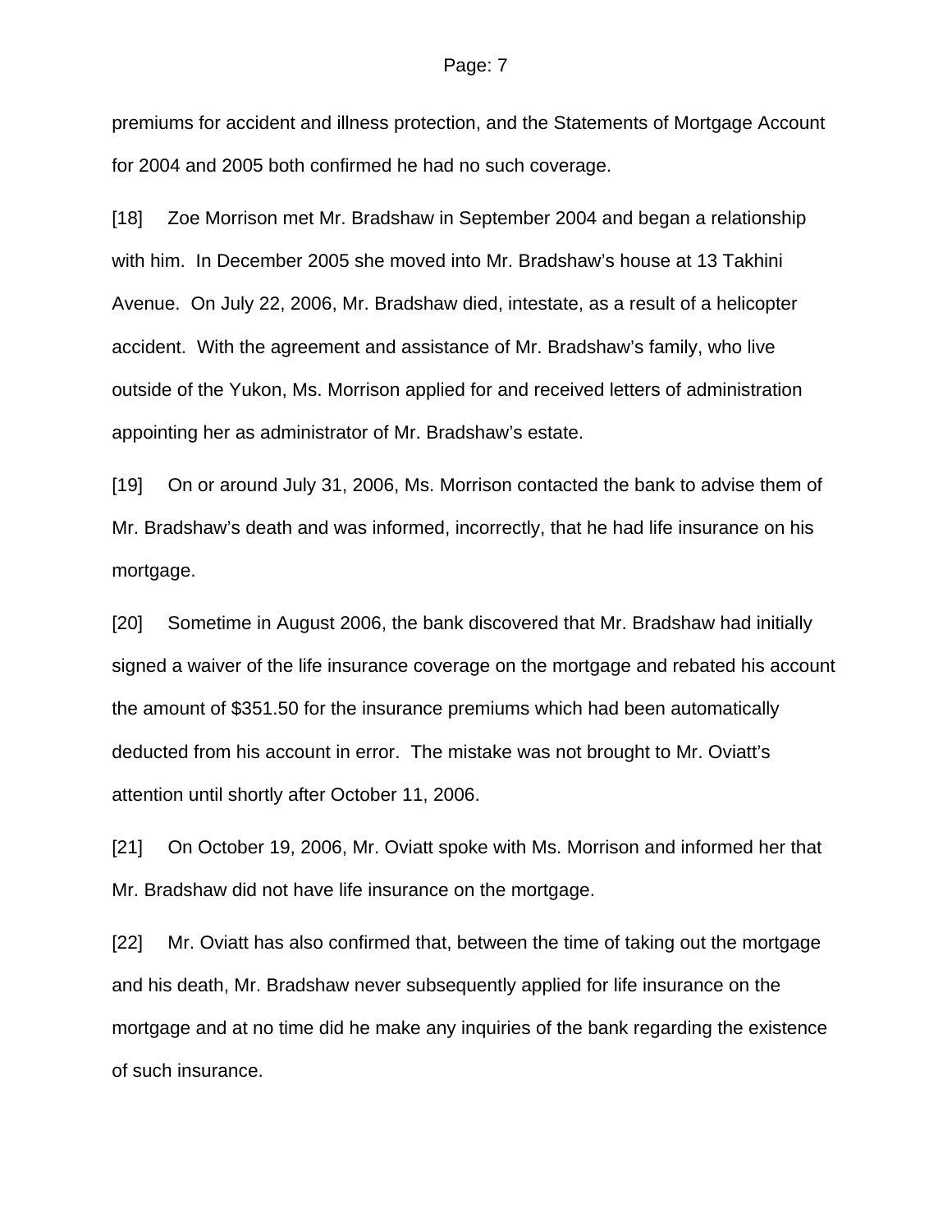premiums for accident and illness protection, and the Statements of Mortgage Account for 2004 and 2005 both confirmed he had no such coverage.

[18] Zoe Morrison met Mr. Bradshaw in September 2004 and began a relationship with him. In December 2005 she moved into Mr. Bradshaw's house at 13 Takhini Avenue. On July 22, 2006, Mr. Bradshaw died, intestate, as a result of a helicopter accident. With the agreement and assistance of Mr. Bradshaw's family, who live outside of the Yukon, Ms. Morrison applied for and received letters of administration appointing her as administrator of Mr. Bradshaw's estate.

[19] On or around July 31, 2006, Ms. Morrison contacted the bank to advise them of Mr. Bradshaw's death and was informed, incorrectly, that he had life insurance on his mortgage.

[20] Sometime in August 2006, the bank discovered that Mr. Bradshaw had initially signed a waiver of the life insurance coverage on the mortgage and rebated his account the amount of $351.50 for the insurance premiums which had been automatically deducted from his account in error. The mistake was not brought to Mr. Oviatt's attention until shortly after October 11, 2006.

[21] On October 19, 2006, Mr. Oviatt spoke with Ms. Morrison and informed her that Mr. Bradshaw did not have life insurance on the mortgage.

[22] Mr. Oviatt has also confirmed that, between the time of taking out the mortgage and his death, Mr. Bradshaw never subsequently applied for life insurance on the mortgage and at no time did he make any inquiries of the bank regarding the existence of such insurance.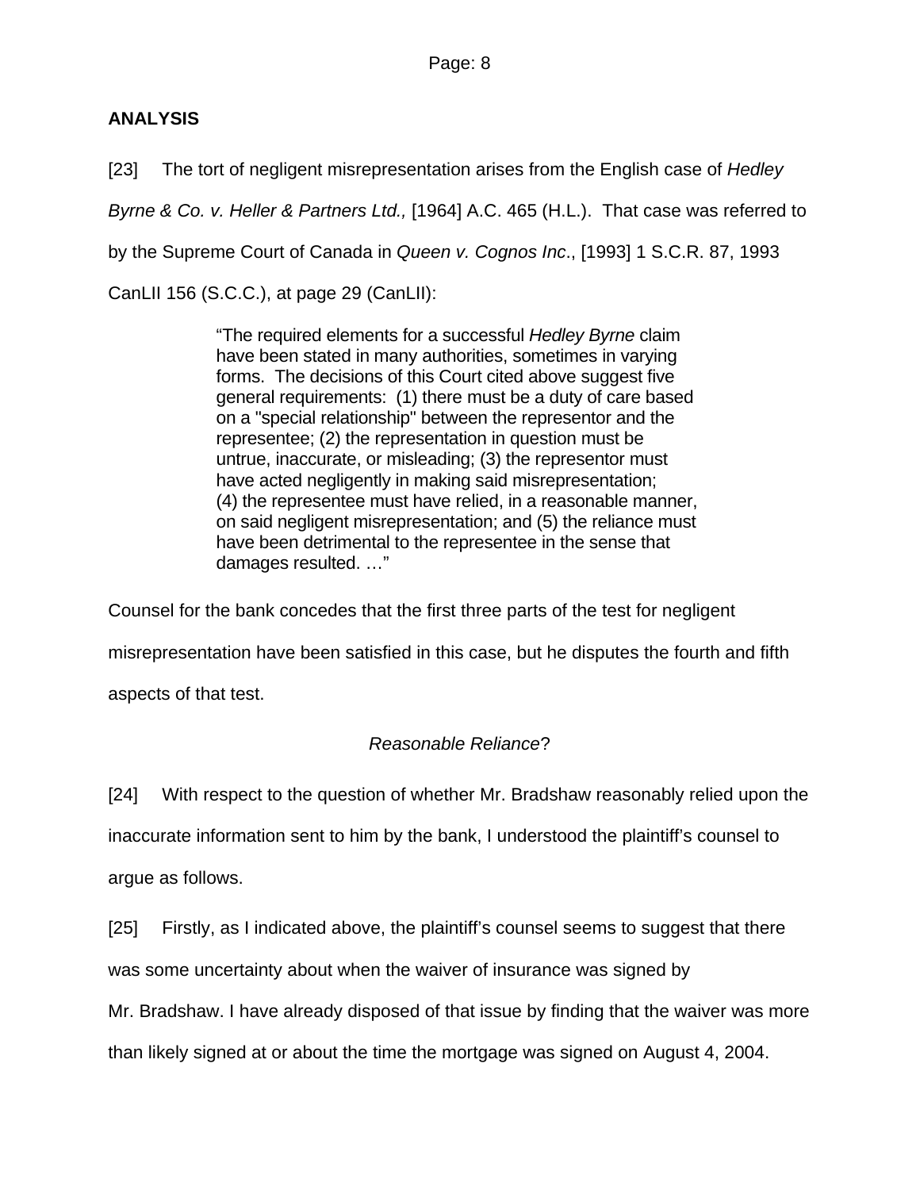## ANALYSIS

[23] The tort of negligent misrepresentation arises from the English case of *Hedley Byrne & Co. v. Heller & Partners Ltd.,* [1964] A.C. 465 (H.L.). That case was referred to by the Supreme Court of Canada in *Queen v. Cognos Inc*., [1993] 1 S.C.R. 87, 1993 CanLII 156 (S.C.C.), at page 29 (CanLII):

> "The required elements for a successful *Hedley Byrne* claim have been stated in many authorities, sometimes in varying forms. The decisions of this Court cited above suggest five general requirements: (1) there must be a duty of care based on a "special relationship" between the representor and the representee; (2) the representation in question must be untrue, inaccurate, or misleading; (3) the representor must have acted negligently in making said misrepresentation; (4) the representee must have relied, in a reasonable manner, on said negligent misrepresentation; and (5) the reliance must have been detrimental to the representee in the sense that damages resulted. …"

Counsel for the bank concedes that the first three parts of the test for negligent misrepresentation have been satisfied in this case, but he disputes the fourth and fifth aspects of that test.

### *Reasonable Reliance*?

[24] With respect to the question of whether Mr. Bradshaw reasonably relied upon the inaccurate information sent to him by the bank, I understood the plaintiff's counsel to argue as follows.

[25] Firstly, as I indicated above, the plaintiff's counsel seems to suggest that there was some uncertainty about when the waiver of insurance was signed by Mr. Bradshaw. I have already disposed of that issue by finding that the waiver was more than likely signed at or about the time the mortgage was signed on August 4, 2004.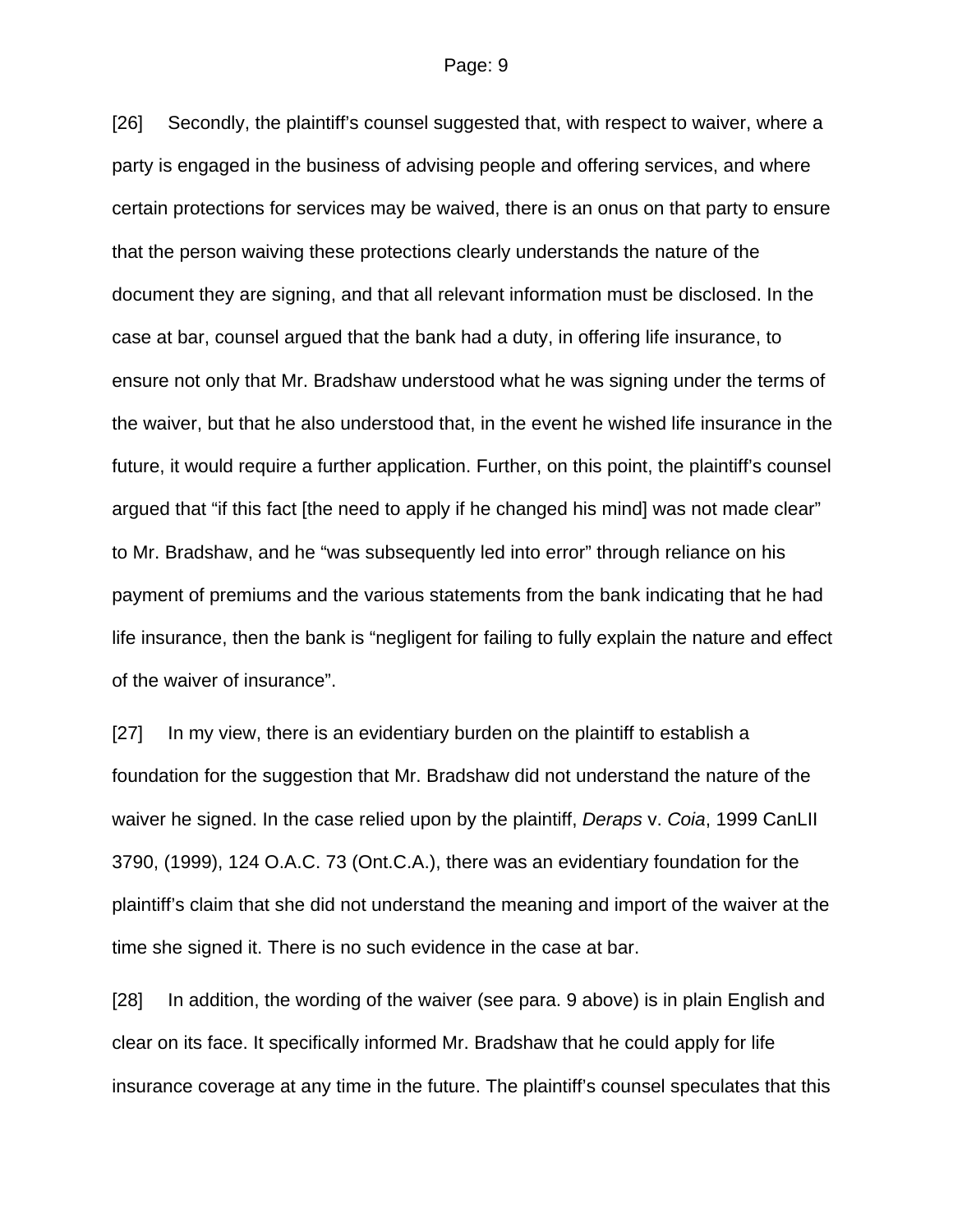[26] Secondly, the plaintiff's counsel suggested that, with respect to waiver, where a party is engaged in the business of advising people and offering services, and where certain protections for services may be waived, there is an onus on that party to ensure that the person waiving these protections clearly understands the nature of the document they are signing, and that all relevant information must be disclosed. In the case at bar, counsel argued that the bank had a duty, in offering life insurance, to ensure not only that Mr. Bradshaw understood what he was signing under the terms of the waiver, but that he also understood that, in the event he wished life insurance in the future, it would require a further application. Further, on this point, the plaintiff's counsel argued that "if this fact [the need to apply if he changed his mind] was not made clear" to Mr. Bradshaw, and he "was subsequently led into error" through reliance on his payment of premiums and the various statements from the bank indicating that he had life insurance, then the bank is "negligent for failing to fully explain the nature and effect of the waiver of insurance".

[27] In my view, there is an evidentiary burden on the plaintiff to establish a foundation for the suggestion that Mr. Bradshaw did not understand the nature of the waiver he signed. In the case relied upon by the plaintiff, *Deraps* v. *Coia*, 1999 CanLII 3790, (1999), 124 O.A.C. 73 (Ont.C.A.), there was an evidentiary foundation for the plaintiff's claim that she did not understand the meaning and import of the waiver at the time she signed it. There is no such evidence in the case at bar.

[28] In addition, the wording of the waiver (see para. 9 above) is in plain English and clear on its face. It specifically informed Mr. Bradshaw that he could apply for life insurance coverage at any time in the future. The plaintiff's counsel speculates that this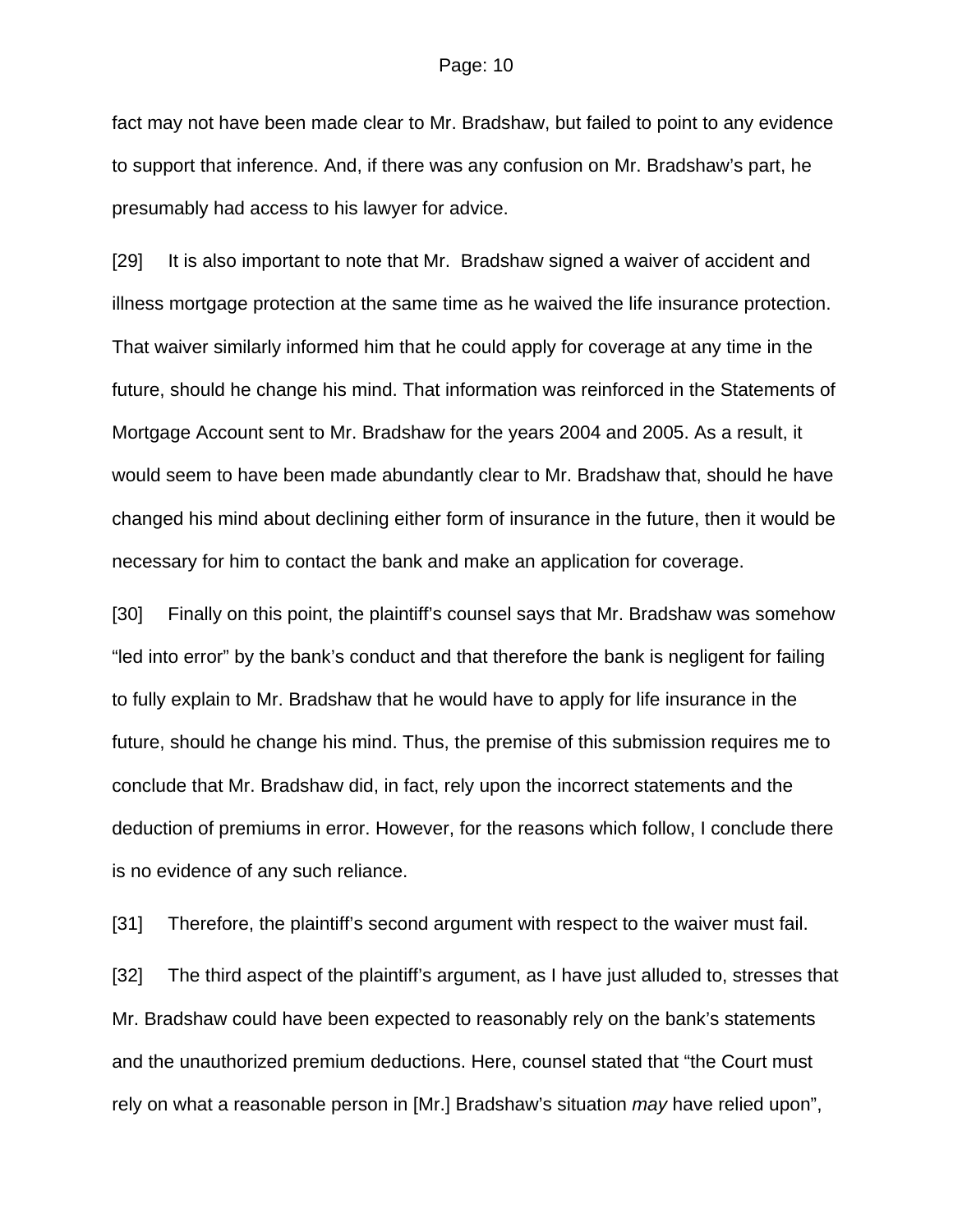fact may not have been made clear to Mr. Bradshaw, but failed to point to any evidence to support that inference. And, if there was any confusion on Mr. Bradshaw's part, he presumably had access to his lawyer for advice.

[29] It is also important to note that Mr. Bradshaw signed a waiver of accident and illness mortgage protection at the same time as he waived the life insurance protection. That waiver similarly informed him that he could apply for coverage at any time in the future, should he change his mind. That information was reinforced in the Statements of Mortgage Account sent to Mr. Bradshaw for the years 2004 and 2005. As a result, it would seem to have been made abundantly clear to Mr. Bradshaw that, should he have changed his mind about declining either form of insurance in the future, then it would be necessary for him to contact the bank and make an application for coverage.

[30] Finally on this point, the plaintiff's counsel says that Mr. Bradshaw was somehow "led into error" by the bank's conduct and that therefore the bank is negligent for failing to fully explain to Mr. Bradshaw that he would have to apply for life insurance in the future, should he change his mind. Thus, the premise of this submission requires me to conclude that Mr. Bradshaw did, in fact, rely upon the incorrect statements and the deduction of premiums in error. However, for the reasons which follow, I conclude there is no evidence of any such reliance.

[31] Therefore, the plaintiff's second argument with respect to the waiver must fail.

[32] The third aspect of the plaintiff's argument, as I have just alluded to, stresses that Mr. Bradshaw could have been expected to reasonably rely on the bank's statements and the unauthorized premium deductions. Here, counsel stated that "the Court must rely on what a reasonable person in [Mr.] Bradshaw's situation *may* have relied upon",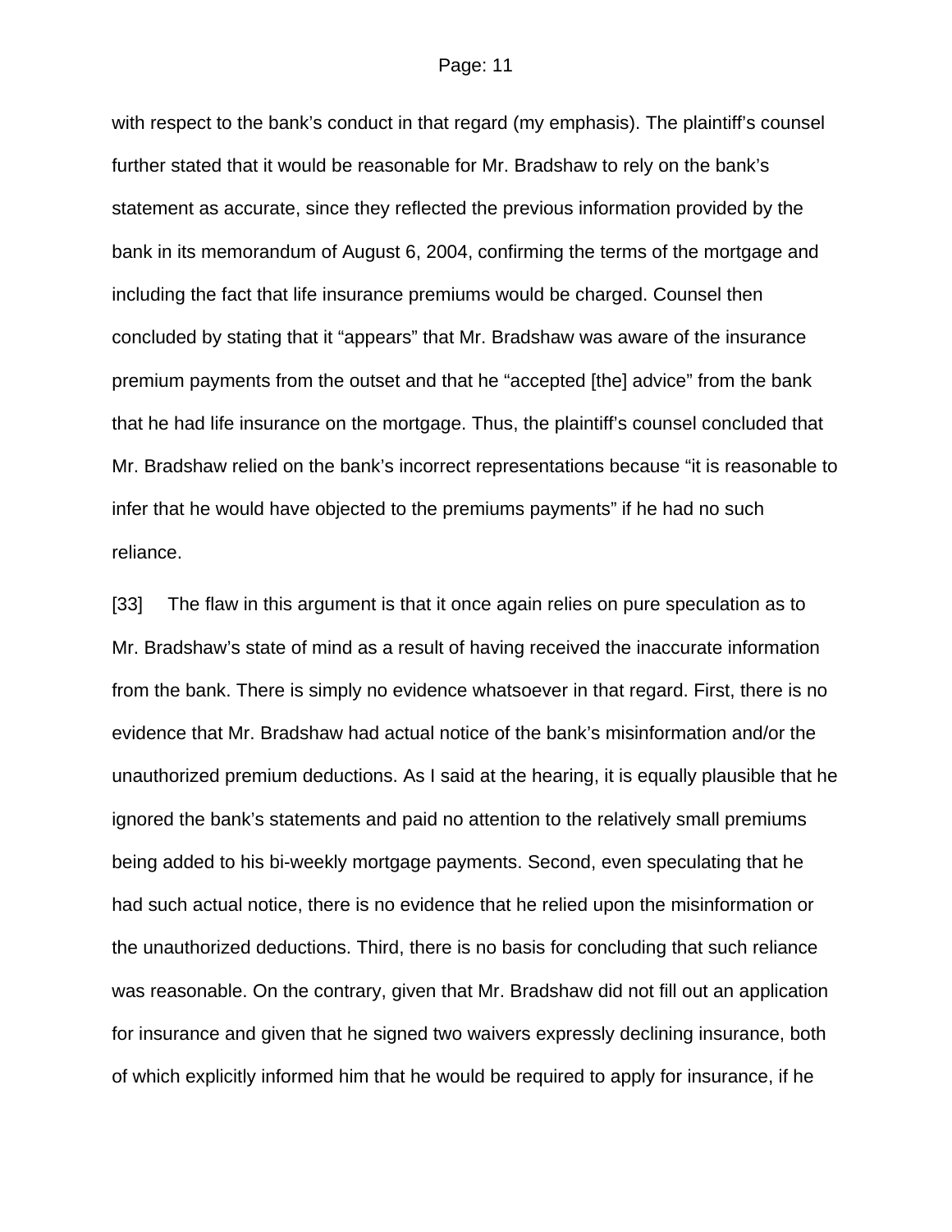with respect to the bank's conduct in that regard (my emphasis). The plaintiff's counsel further stated that it would be reasonable for Mr. Bradshaw to rely on the bank's statement as accurate, since they reflected the previous information provided by the bank in its memorandum of August 6, 2004, confirming the terms of the mortgage and including the fact that life insurance premiums would be charged. Counsel then concluded by stating that it "appears" that Mr. Bradshaw was aware of the insurance premium payments from the outset and that he "accepted [the] advice" from the bank that he had life insurance on the mortgage. Thus, the plaintiff's counsel concluded that Mr. Bradshaw relied on the bank's incorrect representations because "it is reasonable to infer that he would have objected to the premiums payments" if he had no such reliance.

[33] The flaw in this argument is that it once again relies on pure speculation as to Mr. Bradshaw's state of mind as a result of having received the inaccurate information from the bank. There is simply no evidence whatsoever in that regard. First, there is no evidence that Mr. Bradshaw had actual notice of the bank's misinformation and/or the unauthorized premium deductions. As I said at the hearing, it is equally plausible that he ignored the bank's statements and paid no attention to the relatively small premiums being added to his bi-weekly mortgage payments. Second, even speculating that he had such actual notice, there is no evidence that he relied upon the misinformation or the unauthorized deductions. Third, there is no basis for concluding that such reliance was reasonable. On the contrary, given that Mr. Bradshaw did not fill out an application for insurance and given that he signed two waivers expressly declining insurance, both of which explicitly informed him that he would be required to apply for insurance, if he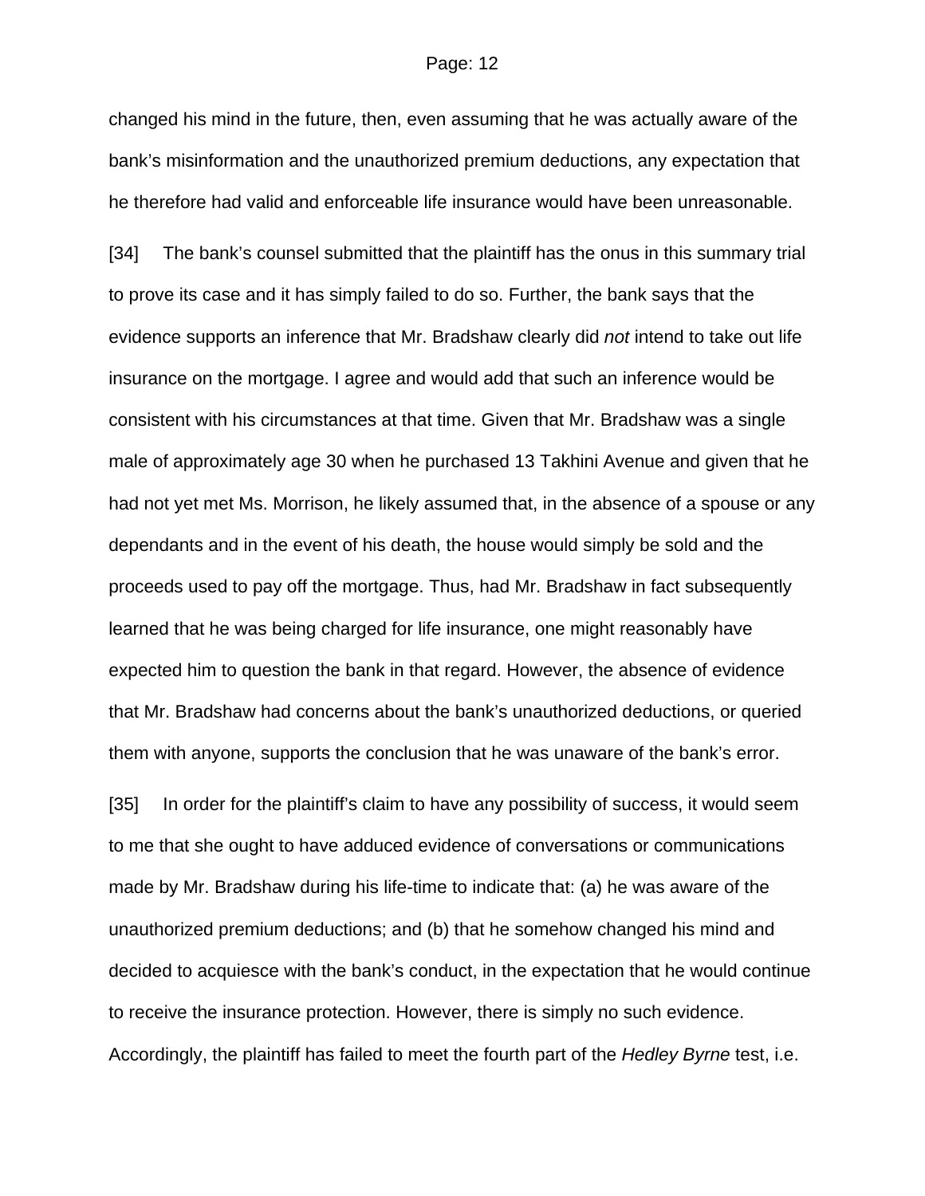changed his mind in the future, then, even assuming that he was actually aware of the bank's misinformation and the unauthorized premium deductions, any expectation that he therefore had valid and enforceable life insurance would have been unreasonable.

[34] The bank's counsel submitted that the plaintiff has the onus in this summary trial to prove its case and it has simply failed to do so. Further, the bank says that the evidence supports an inference that Mr. Bradshaw clearly did *not* intend to take out life insurance on the mortgage. I agree and would add that such an inference would be consistent with his circumstances at that time. Given that Mr. Bradshaw was a single male of approximately age 30 when he purchased 13 Takhini Avenue and given that he had not yet met Ms. Morrison, he likely assumed that, in the absence of a spouse or any dependants and in the event of his death, the house would simply be sold and the proceeds used to pay off the mortgage. Thus, had Mr. Bradshaw in fact subsequently learned that he was being charged for life insurance, one might reasonably have expected him to question the bank in that regard. However, the absence of evidence that Mr. Bradshaw had concerns about the bank's unauthorized deductions, or queried them with anyone, supports the conclusion that he was unaware of the bank's error.

[35] In order for the plaintiff's claim to have any possibility of success, it would seem to me that she ought to have adduced evidence of conversations or communications made by Mr. Bradshaw during his life-time to indicate that: (a) he was aware of the unauthorized premium deductions; and (b) that he somehow changed his mind and decided to acquiesce with the bank's conduct, in the expectation that he would continue to receive the insurance protection. However, there is simply no such evidence. Accordingly, the plaintiff has failed to meet the fourth part of the *Hedley Byrne* test, i.e.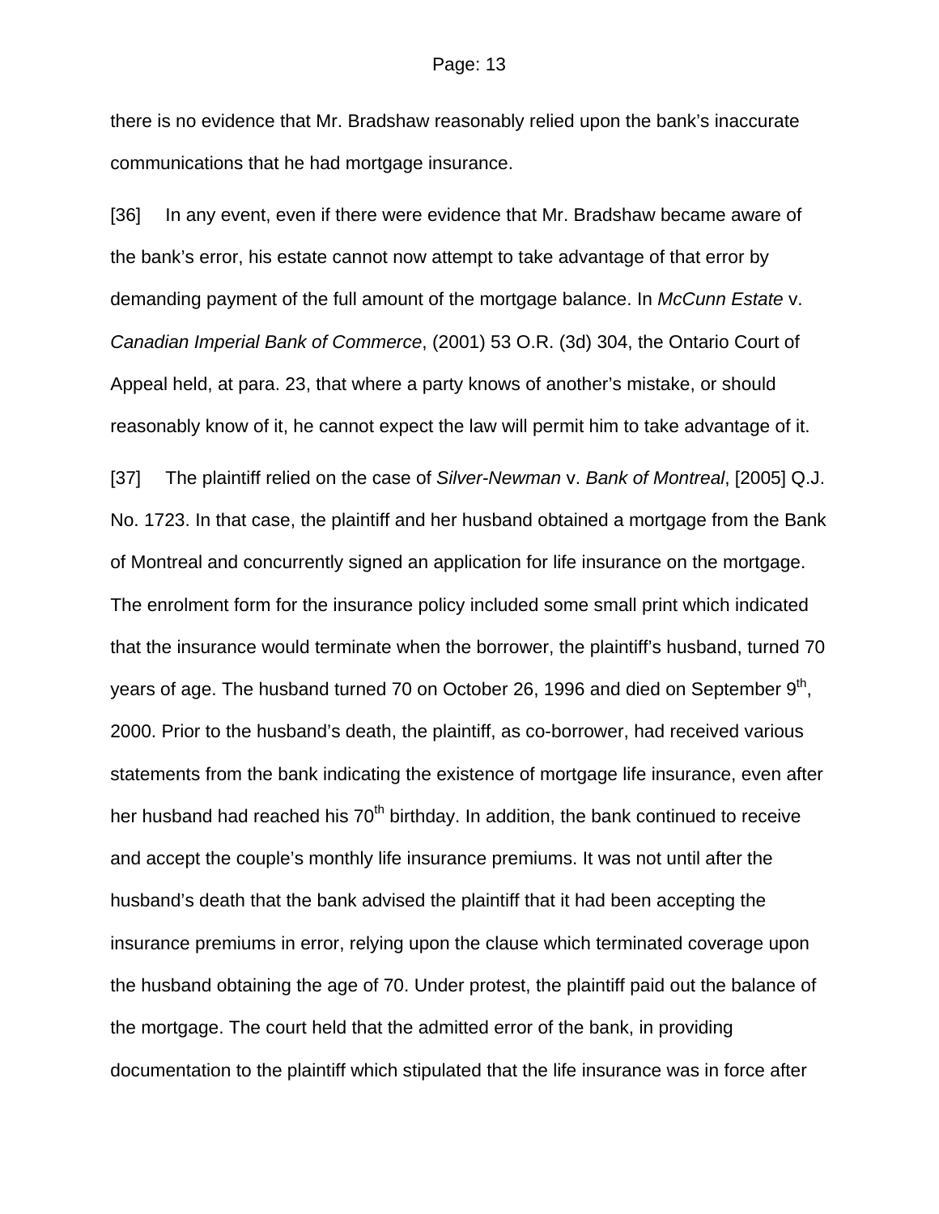there is no evidence that Mr. Bradshaw reasonably relied upon the bank's inaccurate communications that he had mortgage insurance.

[36] In any event, even if there were evidence that Mr. Bradshaw became aware of the bank's error, his estate cannot now attempt to take advantage of that error by demanding payment of the full amount of the mortgage balance. In *McCunn Estate* v. *Canadian Imperial Bank of Commerce*, (2001) 53 O.R. (3d) 304, the Ontario Court of Appeal held, at para. 23, that where a party knows of another's mistake, or should reasonably know of it, he cannot expect the law will permit him to take advantage of it.

[37] The plaintiff relied on the case of *Silver-Newman* v. *Bank of Montreal*, [2005] Q.J. No. 1723. In that case, the plaintiff and her husband obtained a mortgage from the Bank of Montreal and concurrently signed an application for life insurance on the mortgage. The enrolment form for the insurance policy included some small print which indicated that the insurance would terminate when the borrower, the plaintiff's husband, turned 70 years of age. The husband turned 70 on October 26, 1996 and died on September 9th, 2000. Prior to the husband's death, the plaintiff, as co-borrower, had received various statements from the bank indicating the existence of mortgage life insurance, even after her husband had reached his 70th birthday. In addition, the bank continued to receive and accept the couple's monthly life insurance premiums. It was not until after the husband's death that the bank advised the plaintiff that it had been accepting the insurance premiums in error, relying upon the clause which terminated coverage upon the husband obtaining the age of 70. Under protest, the plaintiff paid out the balance of the mortgage. The court held that the admitted error of the bank, in providing documentation to the plaintiff which stipulated that the life insurance was in force after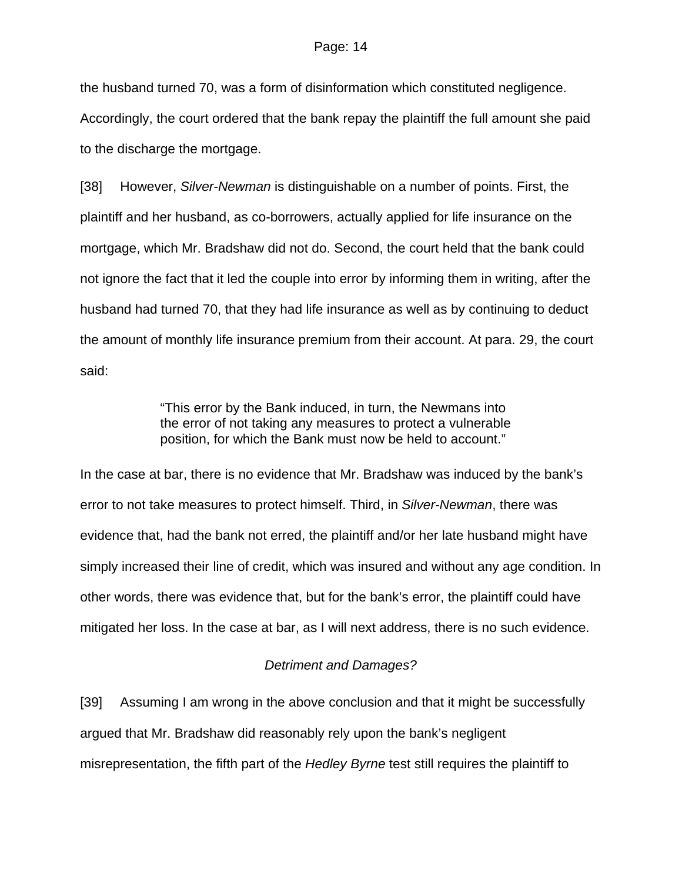the husband turned 70, was a form of disinformation which constituted negligence. Accordingly, the court ordered that the bank repay the plaintiff the full amount she paid to the discharge the mortgage.

[38] However, *Silver-Newman* is distinguishable on a number of points. First, the plaintiff and her husband, as co-borrowers, actually applied for life insurance on the mortgage, which Mr. Bradshaw did not do. Second, the court held that the bank could not ignore the fact that it led the couple into error by informing them in writing, after the husband had turned 70, that they had life insurance as well as by continuing to deduct the amount of monthly life insurance premium from their account. At para. 29, the court said:

> "This error by the Bank induced, in turn, the Newmans into the error of not taking any measures to protect a vulnerable position, for which the Bank must now be held to account."

In the case at bar, there is no evidence that Mr. Bradshaw was induced by the bank's error to not take measures to protect himself. Third, in *Silver-Newman*, there was evidence that, had the bank not erred, the plaintiff and/or her late husband might have simply increased their line of credit, which was insured and without any age condition. In other words, there was evidence that, but for the bank's error, the plaintiff could have mitigated her loss. In the case at bar, as I will next address, there is no such evidence.

*Detriment and Damages?*

[39] Assuming I am wrong in the above conclusion and that it might be successfully argued that Mr. Bradshaw did reasonably rely upon the bank's negligent misrepresentation, the fifth part of the *Hedley Byrne* test still requires the plaintiff to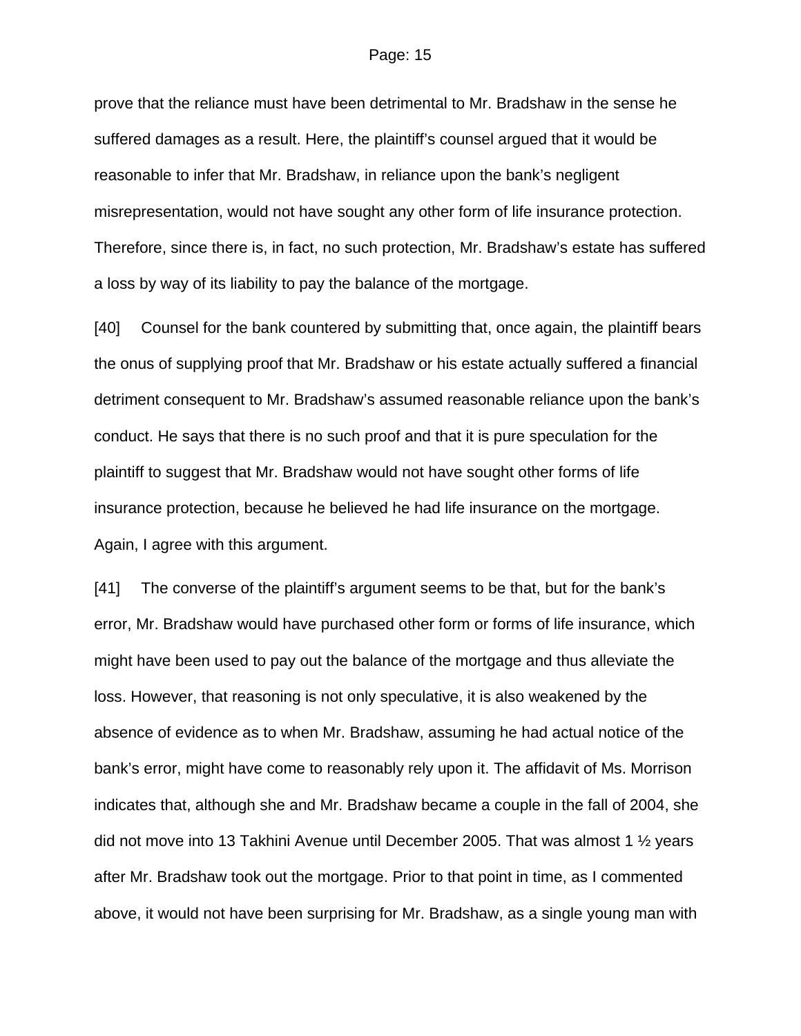prove that the reliance must have been detrimental to Mr. Bradshaw in the sense he suffered damages as a result. Here, the plaintiff's counsel argued that it would be reasonable to infer that Mr. Bradshaw, in reliance upon the bank's negligent misrepresentation, would not have sought any other form of life insurance protection. Therefore, since there is, in fact, no such protection, Mr. Bradshaw's estate has suffered a loss by way of its liability to pay the balance of the mortgage.

[40] Counsel for the bank countered by submitting that, once again, the plaintiff bears the onus of supplying proof that Mr. Bradshaw or his estate actually suffered a financial detriment consequent to Mr. Bradshaw's assumed reasonable reliance upon the bank's conduct. He says that there is no such proof and that it is pure speculation for the plaintiff to suggest that Mr. Bradshaw would not have sought other forms of life insurance protection, because he believed he had life insurance on the mortgage. Again, I agree with this argument.

[41] The converse of the plaintiff's argument seems to be that, but for the bank's error, Mr. Bradshaw would have purchased other form or forms of life insurance, which might have been used to pay out the balance of the mortgage and thus alleviate the loss. However, that reasoning is not only speculative, it is also weakened by the absence of evidence as to when Mr. Bradshaw, assuming he had actual notice of the bank's error, might have come to reasonably rely upon it. The affidavit of Ms. Morrison indicates that, although she and Mr. Bradshaw became a couple in the fall of 2004, she did not move into 13 Takhini Avenue until December 2005. That was almost 1 ½ years after Mr. Bradshaw took out the mortgage. Prior to that point in time, as I commented above, it would not have been surprising for Mr. Bradshaw, as a single young man with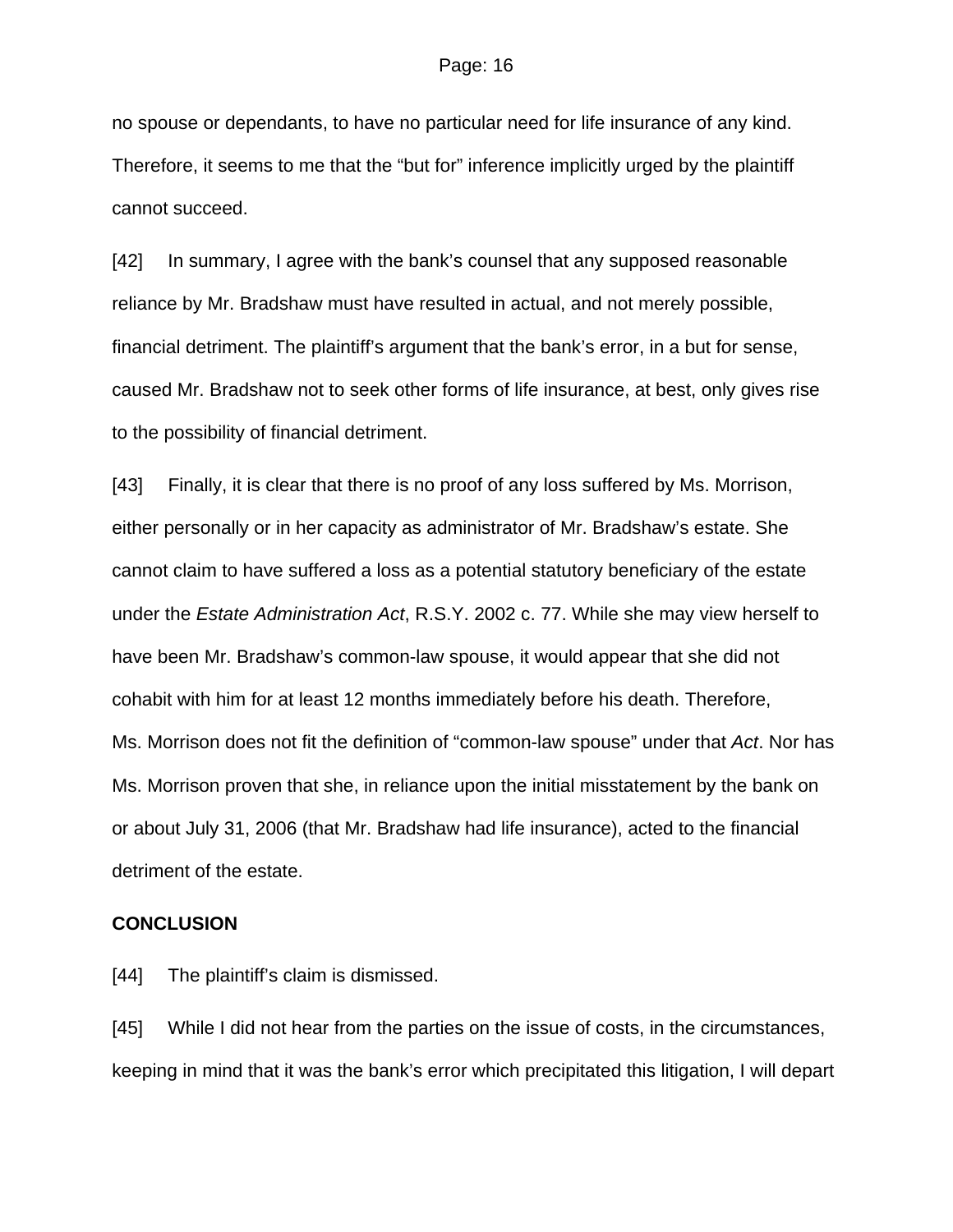no spouse or dependants, to have no particular need for life insurance of any kind. Therefore, it seems to me that the "but for" inference implicitly urged by the plaintiff cannot succeed.

[42] In summary, I agree with the bank's counsel that any supposed reasonable reliance by Mr. Bradshaw must have resulted in actual, and not merely possible, financial detriment. The plaintiff's argument that the bank's error, in a but for sense, caused Mr. Bradshaw not to seek other forms of life insurance, at best, only gives rise to the possibility of financial detriment.

[43] Finally, it is clear that there is no proof of any loss suffered by Ms. Morrison, either personally or in her capacity as administrator of Mr. Bradshaw's estate. She cannot claim to have suffered a loss as a potential statutory beneficiary of the estate under the *Estate Administration Act*, R.S.Y. 2002 c. 77. While she may view herself to have been Mr. Bradshaw's common-law spouse, it would appear that she did not cohabit with him for at least 12 months immediately before his death. Therefore, Ms. Morrison does not fit the definition of "common-law spouse" under that *Act*. Nor has Ms. Morrison proven that she, in reliance upon the initial misstatement by the bank on or about July 31, 2006 (that Mr. Bradshaw had life insurance), acted to the financial detriment of the estate.

**CONCLUSION**

[44] The plaintiff's claim is dismissed.

[45] While I did not hear from the parties on the issue of costs, in the circumstances, keeping in mind that it was the bank's error which precipitated this litigation, I will depart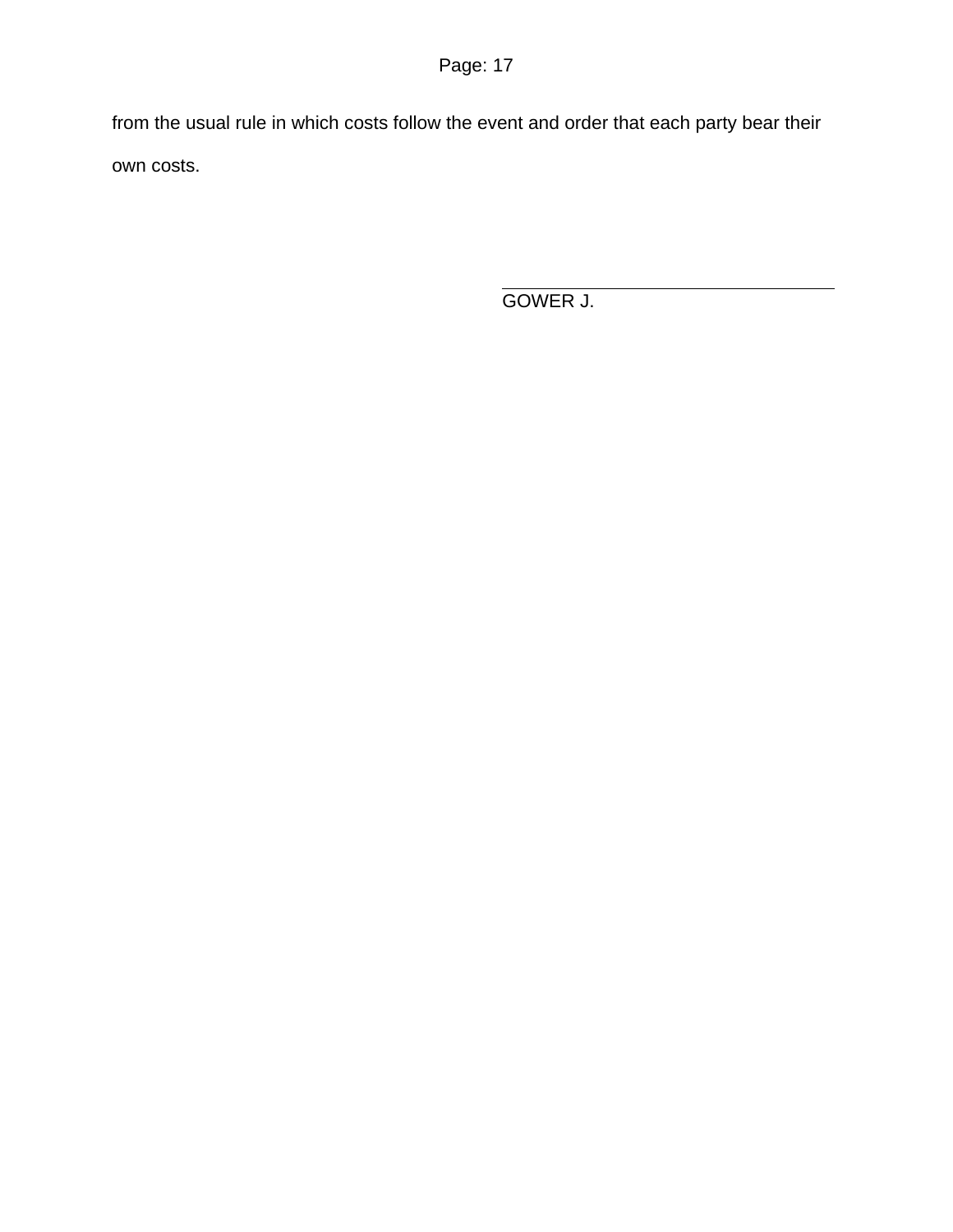from the usual rule in which costs follow the event and order that each party bear their own costs.

GOWER J.